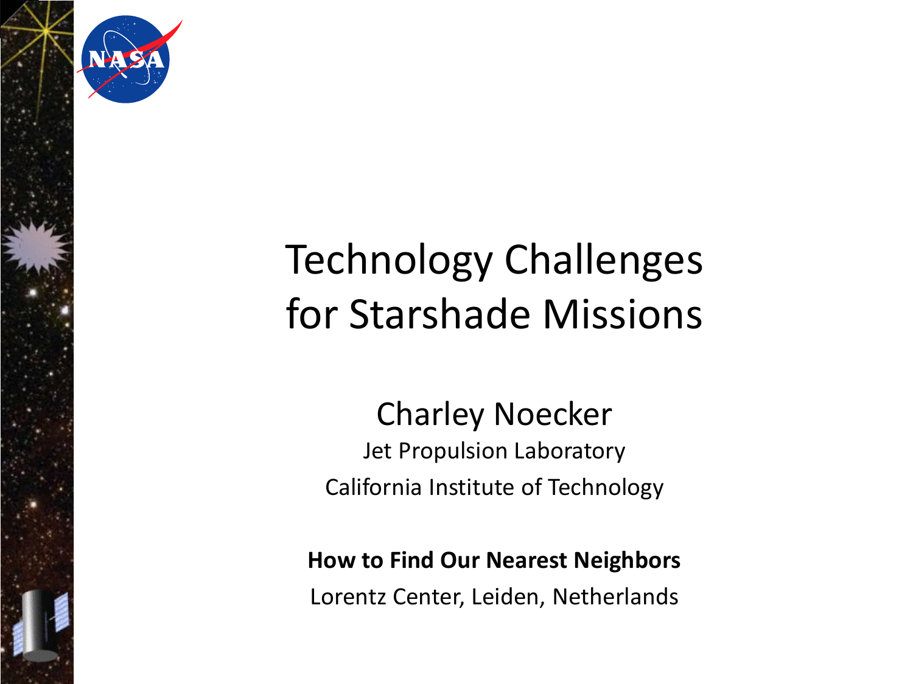# Technology Challenges for Starshade Missions

Charley Noecker

Jet Propulsion Laboratory

California Institute of Technology

**How to Find Our Nearest Neighbors**

Lorentz Center, Leiden, Netherlands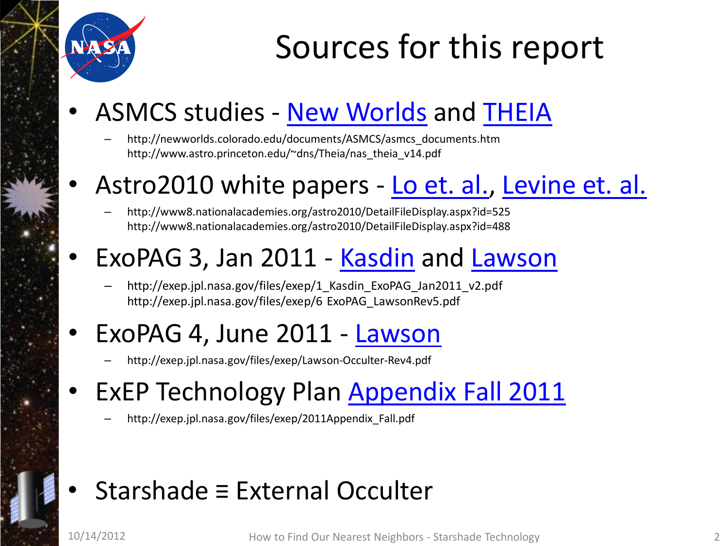# Sources for this report

- ASMCS studies - New Worlds and THEIA
  - http://newworlds.colorado.edu/documents/ASMCS/asmcs_documents.htm
    http://www.astro.princeton.edu/~dns/Theia/nas_theia_v14.pdf
- Astro2010 white papers - Lo et. al., Levine et. al.
  - http://www8.nationalacademies.org/astro2010/DetailFileDisplay.aspx?id=525
    http://www8.nationalacademies.org/astro2010/DetailFileDisplay.aspx?id=488
- ExoPAG 3, Jan 2011 - Kasdin and Lawson
  - http://exep.jpl.nasa.gov/files/exep/1_Kasdin_ExoPAG_Jan2011_v2.pdf
    http://exep.jpl.nasa.gov/files/exep/6 ExoPAG_LawsonRev5.pdf
- ExoPAG 4, June 2011 - Lawson
  - http://exep.jpl.nasa.gov/files/exep/Lawson-Occulter-Rev4.pdf
- ExEP Technology Plan Appendix Fall 2011
  - http://exep.jpl.nasa.gov/files/exep/2011Appendix_Fall.pdf

- Starshade ≡ External Occulter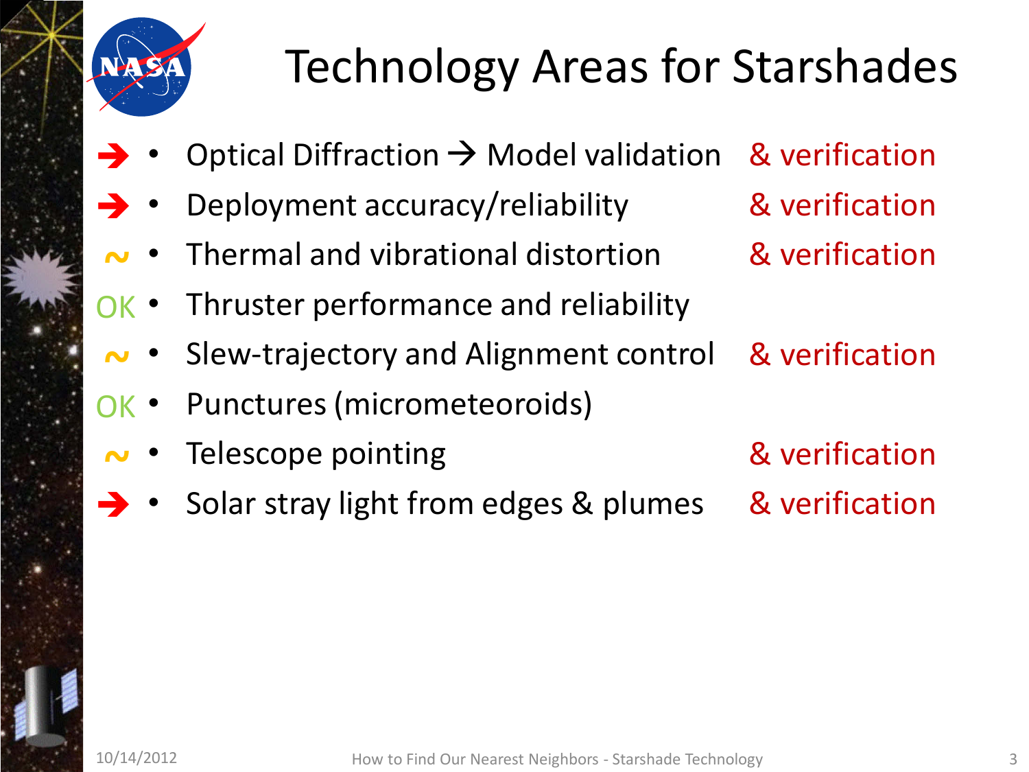# Technology Areas for Starshades

- ➔ • Optical Diffraction → Model validation & verification
- ➔ • Deployment accuracy/reliability & verification
- ~ • Thermal and vibrational distortion & verification
- OK • Thruster performance and reliability
- ~ • Slew-trajectory and Alignment control & verification
- OK • Punctures (micrometeoroids)
- ~ • Telescope pointing & verification
- ➔ • Solar stray light from edges & plumes & verification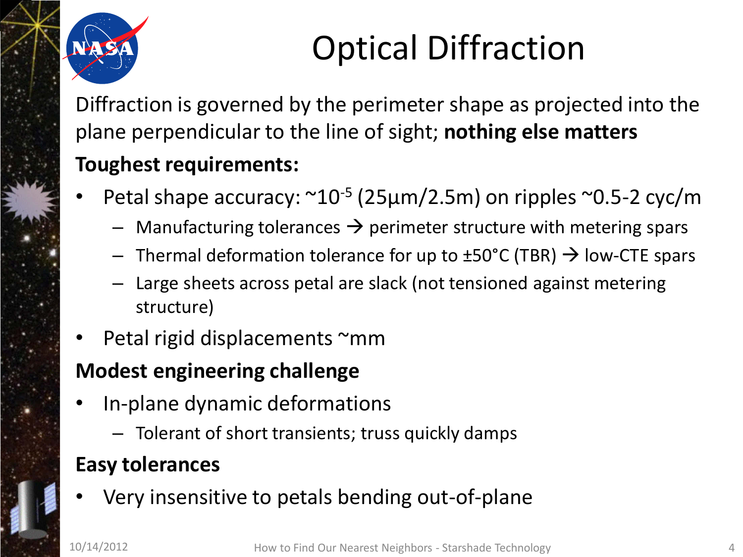# Optical Diffraction

Diffraction is governed by the perimeter shape as projected into the plane perpendicular to the line of sight; **nothing else matters**

**Toughest requirements:**

- Petal shape accuracy: ~$10^{-5}$ (25µm/2.5m) on ripples ~0.5-2 cyc/m
  - Manufacturing tolerances → perimeter structure with metering spars
  - Thermal deformation tolerance for up to ±50°C (TBR) → low-CTE spars
  - Large sheets across petal are slack (not tensioned against metering structure)
- Petal rigid displacements ~mm

**Modest engineering challenge**

- In-plane dynamic deformations
  - Tolerant of short transients; truss quickly damps

**Easy tolerances**

- Very insensitive to petals bending out-of-plane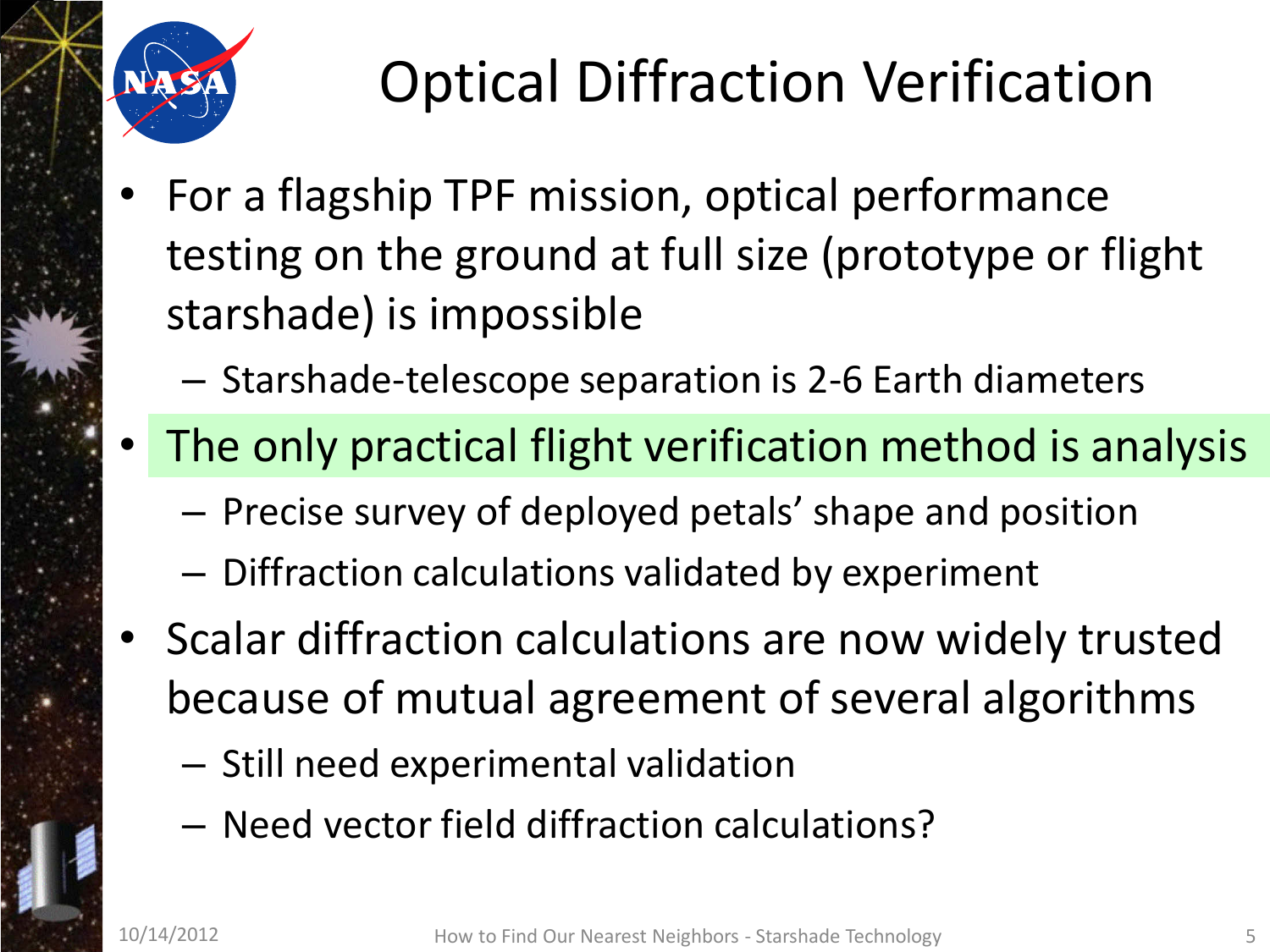# Optical Diffraction Verification

- For a flagship TPF mission, optical performance testing on the ground at full size (prototype or flight starshade) is impossible
  - Starshade-telescope separation is 2-6 Earth diameters
- The only practical flight verification method is analysis
  - Precise survey of deployed petals' shape and position
  - Diffraction calculations validated by experiment
- Scalar diffraction calculations are now widely trusted because of mutual agreement of several algorithms
  - Still need experimental validation
  - Need vector field diffraction calculations?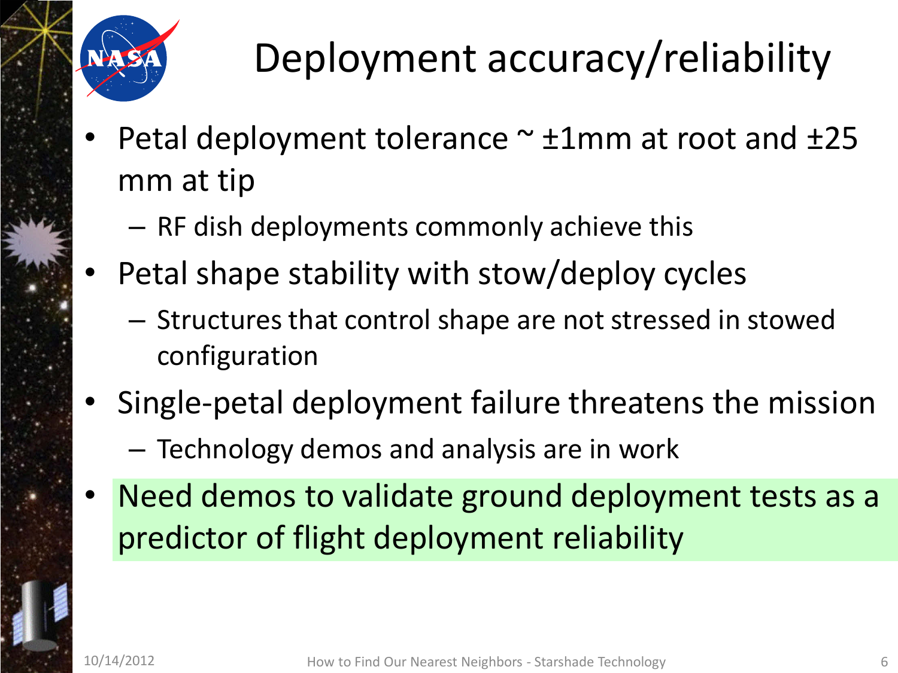# Deployment accuracy/reliability

- Petal deployment tolerance ~ ±1mm at root and ±25 mm at tip
  - RF dish deployments commonly achieve this
- Petal shape stability with stow/deploy cycles
  - Structures that control shape are not stressed in stowed configuration
- Single-petal deployment failure threatens the mission
  - Technology demos and analysis are in work
- Need demos to validate ground deployment tests as a predictor of flight deployment reliability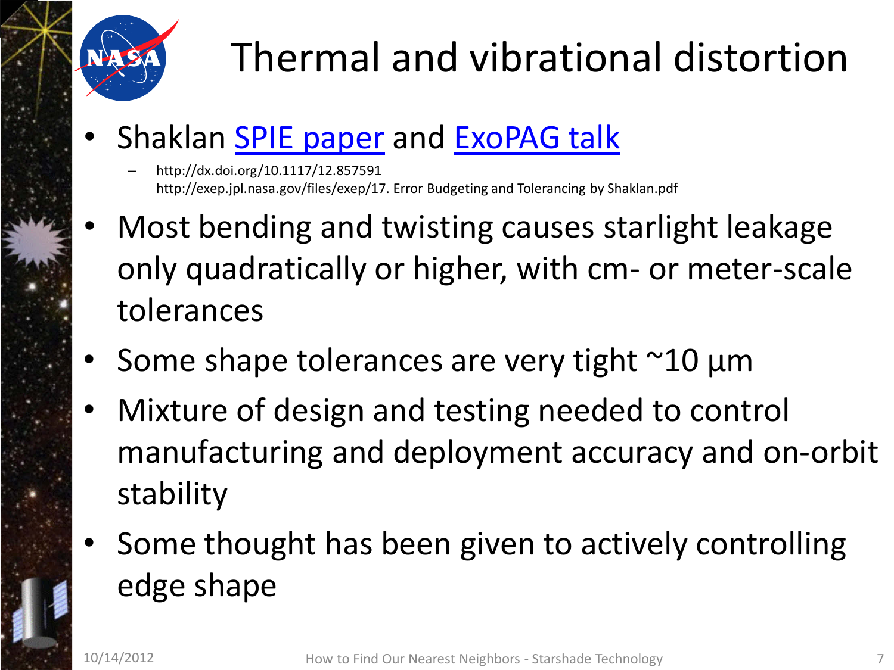# Thermal and vibrational distortion

- Shaklan SPIE paper and ExoPAG talk
  - http://dx.doi.org/10.1117/12.857591
    http://exep.jpl.nasa.gov/files/exep/17. Error Budgeting and Tolerancing by Shaklan.pdf
- Most bending and twisting causes starlight leakage only quadratically or higher, with cm- or meter-scale tolerances
- Some shape tolerances are very tight ~10 μm
- Mixture of design and testing needed to control manufacturing and deployment accuracy and on-orbit stability
- Some thought has been given to actively controlling edge shape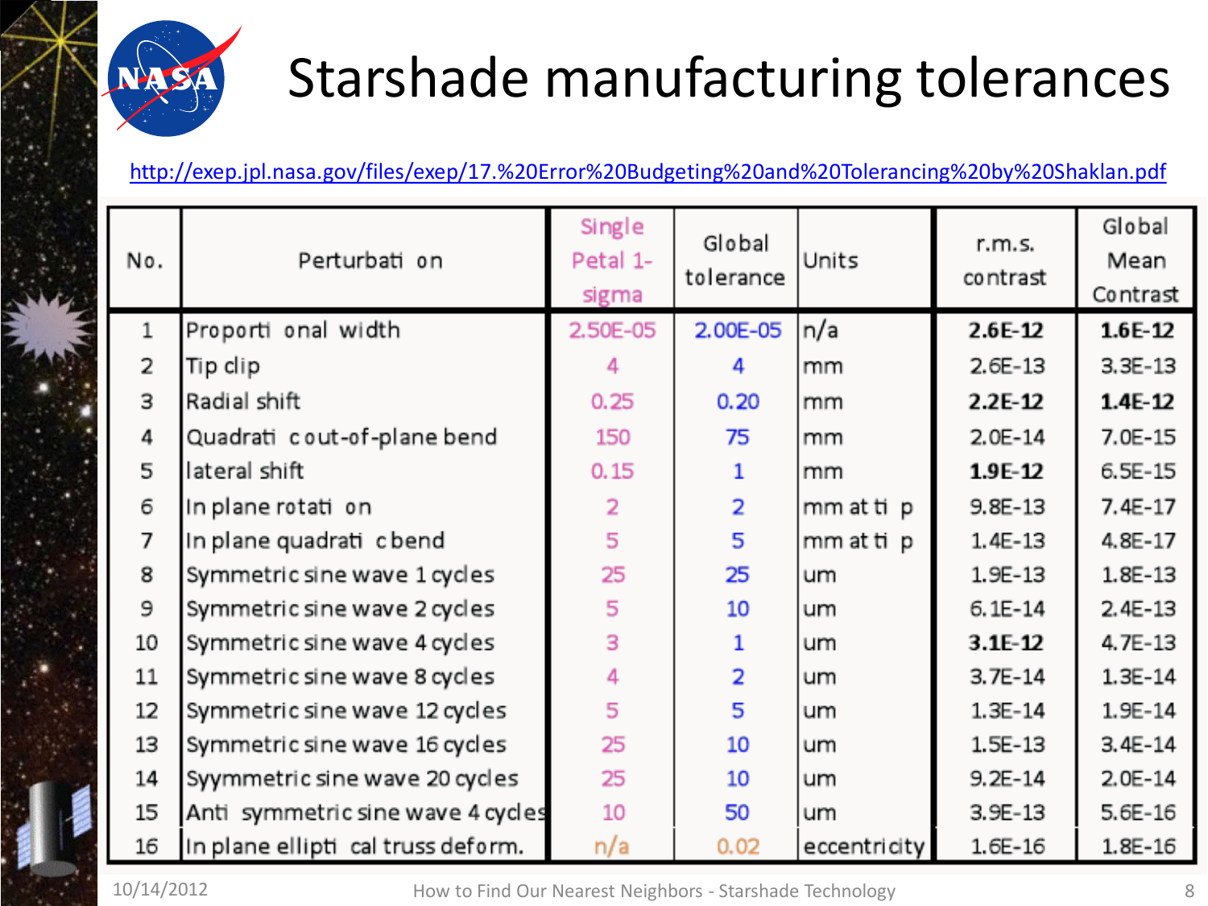# Starshade manufacturing tolerances

http://exep.jpl.nasa.gov/files/exep/17.%20Error%20Budgeting%20and%20Tolerancing%20by%20Shaklan.pdf

| No. | Perturbation | Single Petal 1-sigma | Global tolerance | Units | r.m.s. contrast | Global Mean Contrast |
|---|---|---|---|---|---|---|
| 1 | Proportional width | 2.50E-05 | 2.00E-05 | n/a | **2.6E-12** | **1.6E-12** |
| 2 | Tip clip | 4 | 4 | mm | 2.6E-13 | 3.3E-13 |
| 3 | Radial shift | 0.25 | 0.20 | mm | **2.2E-12** | **1.4E-12** |
| 4 | Quadratic out-of-plane bend | 150 | 75 | mm | 2.0E-14 | 7.0E-15 |
| 5 | lateral shift | 0.15 | 1 | mm | **1.9E-12** | 6.5E-15 |
| 6 | In plane rotation | 2 | 2 | mm at tip | 9.8E-13 | 7.4E-17 |
| 7 | In plane quadratic bend | 5 | 5 | mm at tip | 1.4E-13 | 4.8E-17 |
| 8 | Symmetric sine wave 1 cycles | 25 | 25 | um | 1.9E-13 | 1.8E-13 |
| 9 | Symmetric sine wave 2 cycles | 5 | 10 | um | 6.1E-14 | 2.4E-13 |
| 10 | Symmetric sine wave 4 cycles | 3 | 1 | um | **3.1E-12** | 4.7E-13 |
| 11 | Symmetric sine wave 8 cycles | 4 | 2 | um | 3.7E-14 | 1.3E-14 |
| 12 | Symmetric sine wave 12 cycles | 5 | 5 | um | 1.3E-14 | 1.9E-14 |
| 13 | Symmetric sine wave 16 cycles | 25 | 10 | um | 1.5E-13 | 3.4E-14 |
| 14 | Syymmetric sine wave 20 cycles | 25 | 10 | um | 9.2E-14 | 2.0E-14 |
| 15 | Anti symmetric sine wave 4 cycles | 10 | 50 | um | 3.9E-13 | 5.6E-16 |
| 16 | In plane elliptical truss deform. | n/a | 0.02 | eccentricity | 1.6E-16 | 1.8E-16 |

10/14/2012 How to Find Our Nearest Neighbors - Starshade Technology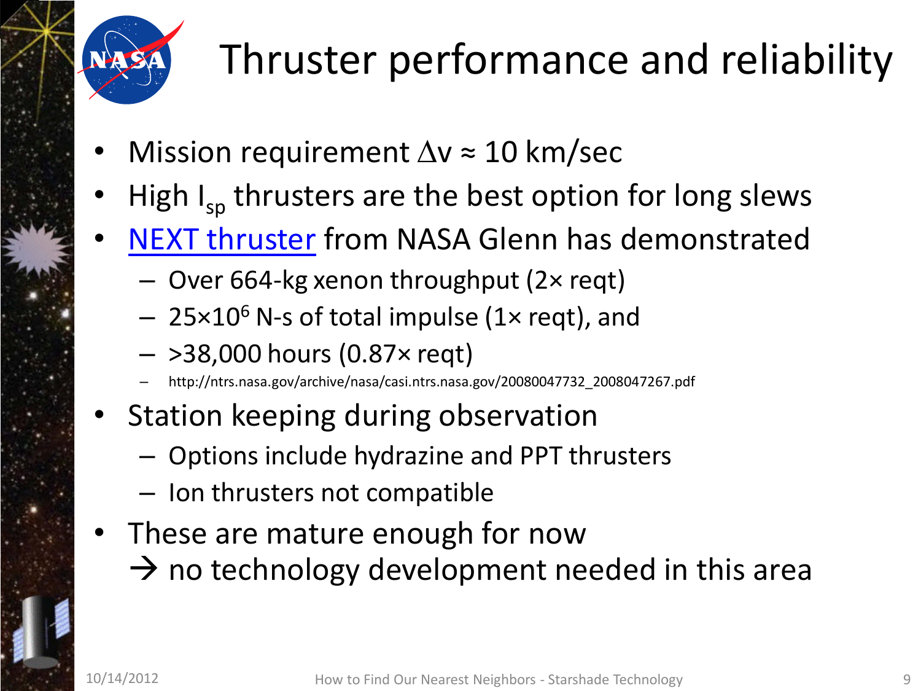# Thruster performance and reliability

- Mission requirement $\Delta v \approx 10$ km/sec
- High $I_{sp}$ thrusters are the best option for long slews
- NEXT thruster from NASA Glenn has demonstrated
  - Over 664-kg xenon throughput (2× reqt)
  - $25 \times 10^6$ N-s of total impulse (1× reqt), and
  - >38,000 hours (0.87× reqt)
  - http://ntrs.nasa.gov/archive/nasa/casi.ntrs.nasa.gov/20080047732_2008047267.pdf
- Station keeping during observation
  - Options include hydrazine and PPT thrusters
  - Ion thrusters not compatible
- These are mature enough for now
  → no technology development needed in this area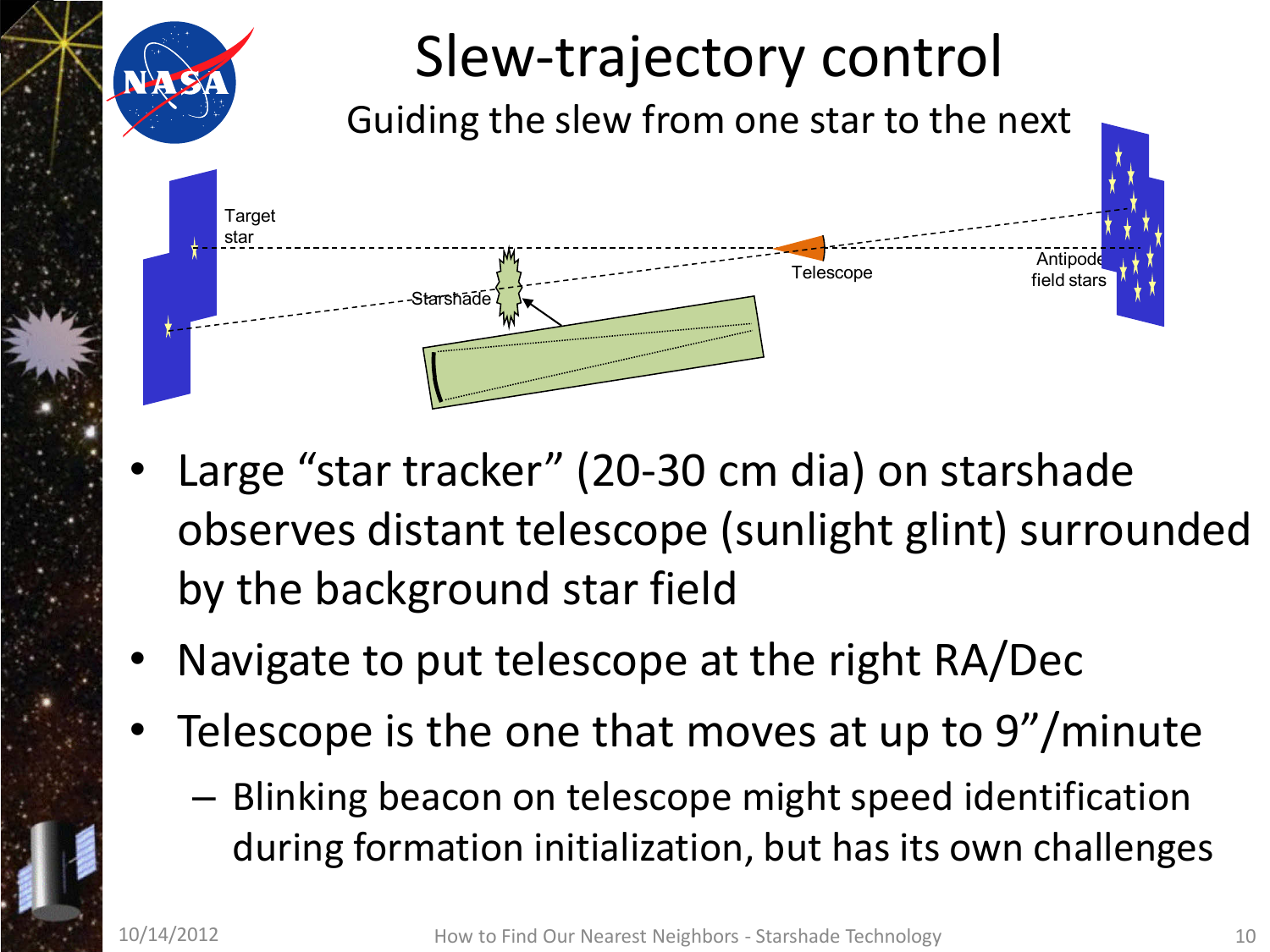# Slew-trajectory control

Guiding the slew from one star to the next

Target star

Starshade

Telescope

Antipode field stars

- Large "star tracker" (20-30 cm dia) on starshade observes distant telescope (sunlight glint) surrounded by the background star field
- Navigate to put telescope at the right RA/Dec
- Telescope is the one that moves at up to 9"/minute
  - Blinking beacon on telescope might speed identification during formation initialization, but has its own challenges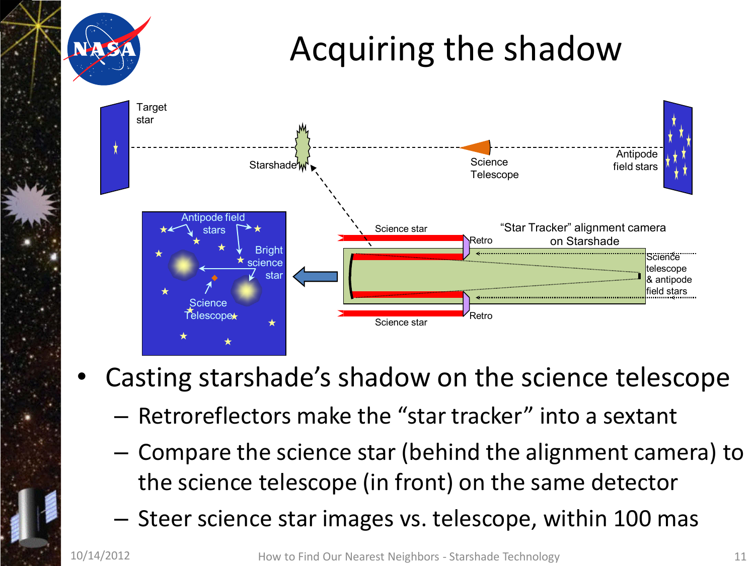# Acquiring the shadow

Target star

Starshade

Science Telescope

Antipode field stars

Antipode field stars

Bright science star

Science Telescope

Science star

Retro

"Star Tracker" alignment camera on Starshade

Science telescope & antipode field stars

Retro

Science star

- Casting starshade's shadow on the science telescope
  - Retroreflectors make the "star tracker" into a sextant
  - Compare the science star (behind the alignment camera) to the science telescope (in front) on the same detector
  - Steer science star images vs. telescope, within 100 mas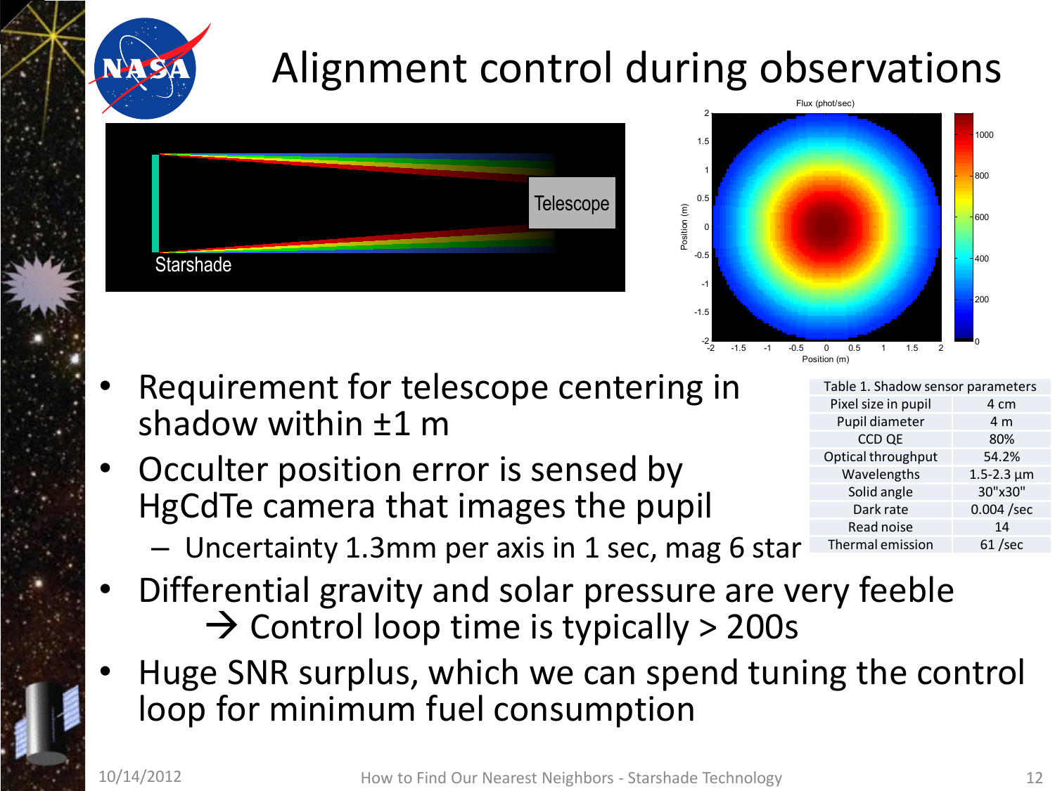# Alignment control during observations

- Requirement for telescope centering in shadow within ±1 m
- Occulter position error is sensed by HgCdTe camera that images the pupil
  - Uncertainty 1.3mm per axis in 1 sec, mag 6 star
- Differential gravity and solar pressure are very feeble
  → Control loop time is typically > 200s
- Huge SNR surplus, which we can spend tuning the control loop for minimum fuel consumption

| Table 1. Shadow sensor parameters | |
|---|---|
| Pixel size in pupil | 4 cm |
| Pupil diameter | 4 m |
| CCD QE | 80% |
| Optical throughput | 54.2% |
| Wavelengths | 1.5-2.3 µm |
| Solid angle | 30"x30" |
| Dark rate | 0.004 /sec |
| Read noise | 14 |
| Thermal emission | 61 /sec |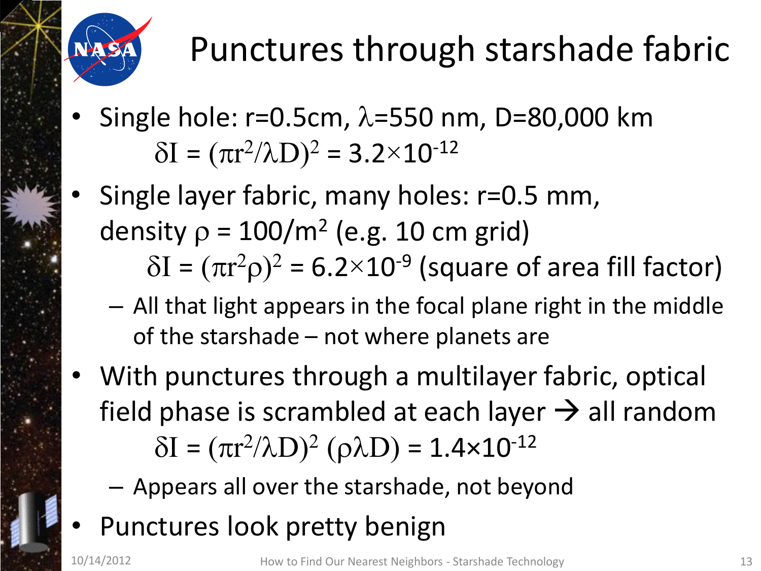# Punctures through starshade fabric

- Single hole: r=0.5cm, $\lambda$=550 nm, D=80,000 km

  $\delta I = (\pi r^2/\lambda D)^2 = 3.2\times10^{-12}$

- Single layer fabric, many holes: r=0.5 mm, density $\rho = 100/m^2$ (e.g. 10 cm grid)

  $\delta I = (\pi r^2 \rho)^2 = 6.2\times10^{-9}$ (square of area fill factor)

  - All that light appears in the focal plane right in the middle of the starshade – not where planets are

- With punctures through a multilayer fabric, optical field phase is scrambled at each layer → all random

  $\delta I = (\pi r^2/\lambda D)^2 (\rho \lambda D) = 1.4\times10^{-12}$

  - Appears all over the starshade, not beyond

- Punctures look pretty benign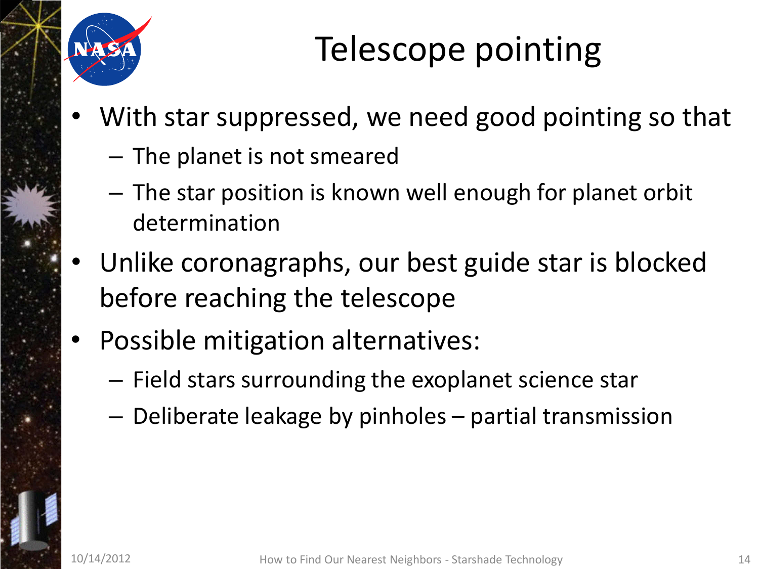# Telescope pointing

- With star suppressed, we need good pointing so that
  - The planet is not smeared
  - The star position is known well enough for planet orbit determination
- Unlike coronagraphs, our best guide star is blocked before reaching the telescope
- Possible mitigation alternatives:
  - Field stars surrounding the exoplanet science star
  - Deliberate leakage by pinholes – partial transmission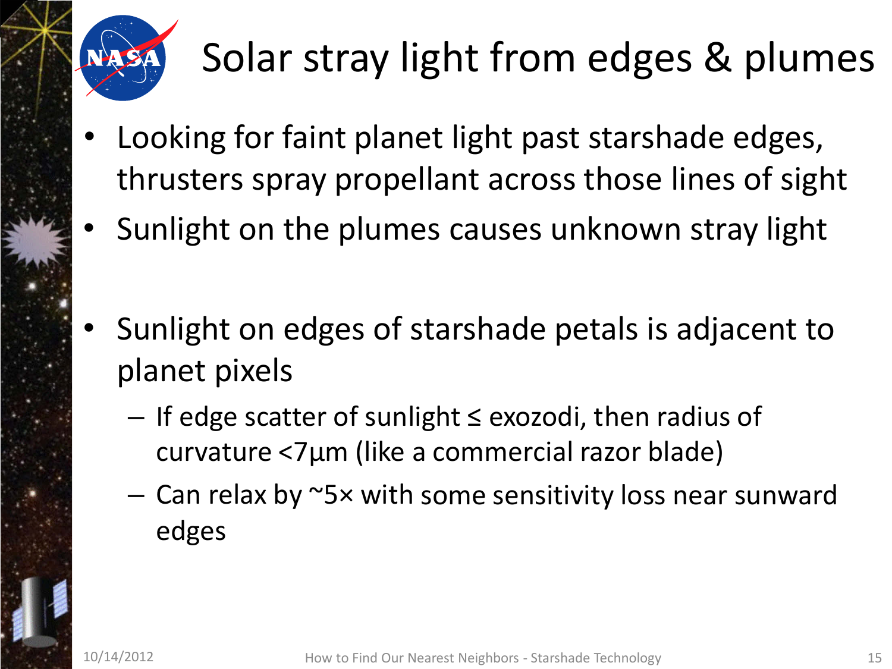# Solar stray light from edges & plumes

- Looking for faint planet light past starshade edges, thrusters spray propellant across those lines of sight
- Sunlight on the plumes causes unknown stray light
- Sunlight on edges of starshade petals is adjacent to planet pixels
  - If edge scatter of sunlight ≤ exozodi, then radius of curvature <7μm (like a commercial razor blade)
  - Can relax by ~5× with some sensitivity loss near sunward edges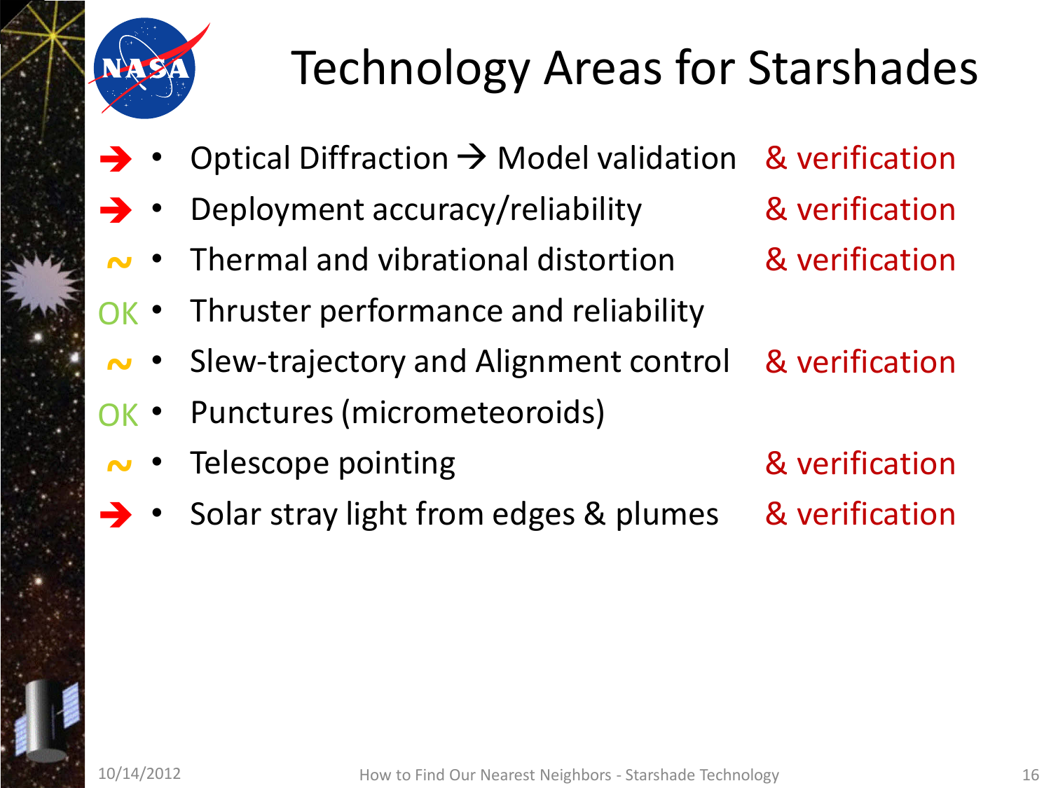# Technology Areas for Starshades

- ➔ • Optical Diffraction → Model validation & verification
- ➔ • Deployment accuracy/reliability & verification
- ~ • Thermal and vibrational distortion & verification
- OK • Thruster performance and reliability
- ~ • Slew-trajectory and Alignment control & verification
- OK • Punctures (micrometeoroids)
- ~ • Telescope pointing & verification
- ➔ • Solar stray light from edges & plumes & verification

10/14/2012 How to Find Our Nearest Neighbors - Starshade Technology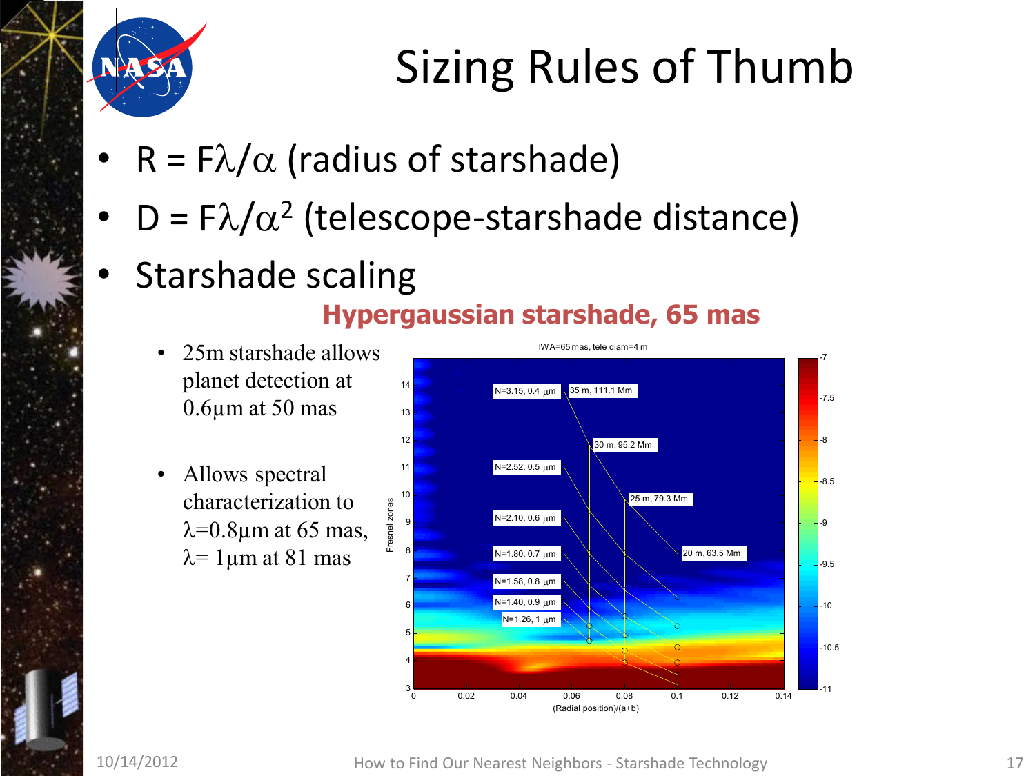# Sizing Rules of Thumb

- $R = F\lambda/\alpha$ (radius of starshade)
- $D = F\lambda/\alpha^2$ (telescope-starshade distance)
- Starshade scaling

**Hypergaussian starshade, 65 mas**

- 25m starshade allows planet detection at 0.6μm at 50 mas
- Allows spectral characterization to $\lambda$=0.8μm at 65 mas, $\lambda$= 1μm at 81 mas

IWA=65 mas, tele diam=4 m

N=3.15, 0.4 μm; N=2.52, 0.5 μm; N=2.10, 0.6 μm; N=1.80, 0.7 μm; N=1.58, 0.8 μm; N=1.40, 0.9 μm; N=1.26, 1 μm

35 m, 111.1 Mm; 30 m, 95.2 Mm; 25 m, 79.3 Mm; 20 m, 63.5 Mm

Fresnel zones

(Radial position)/(a+b)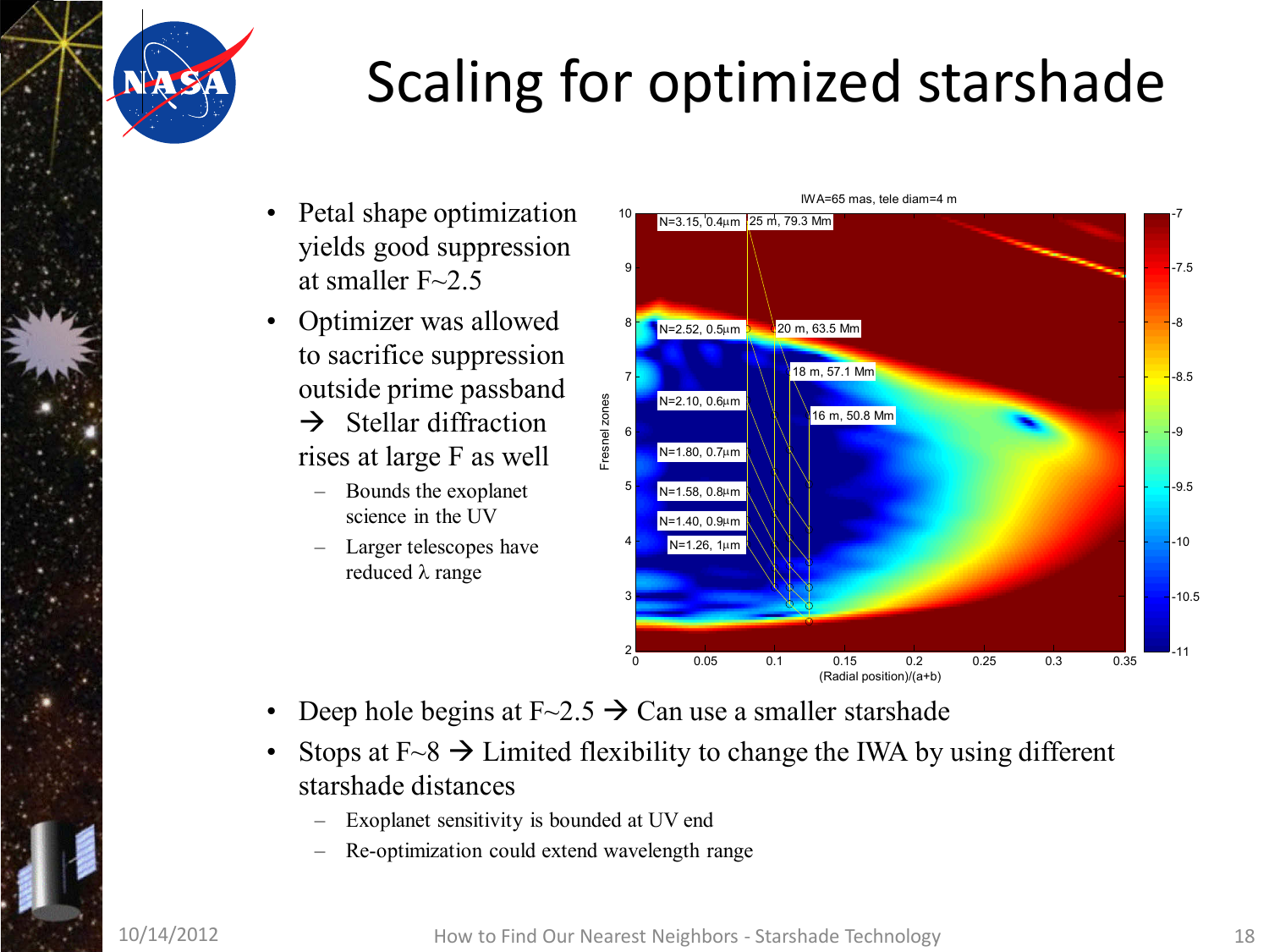# Scaling for optimized starshade

- Petal shape optimization yields good suppression at smaller F~2.5
- Optimizer was allowed to sacrifice suppression outside prime passband → Stellar diffraction rises at large F as well
  - Bounds the exoplanet science in the UV
  - Larger telescopes have reduced λ range

IWA=65 mas, tele diam=4 m

N=3.15, 0.4μm
25 m, 79.3 Mm
N=2.52, 0.5μm
20 m, 63.5 Mm
18 m, 57.1 Mm
N=2.10, 0.6μm
16 m, 50.8 Mm
N=1.80, 0.7μm
N=1.58, 0.8μm
N=1.40, 0.9μm
N=1.26, 1μm

Fresnel zones

(Radial position)/(a+b)

- Deep hole begins at F~2.5 → Can use a smaller starshade
- Stops at F~8 → Limited flexibility to change the IWA by using different starshade distances
  - Exoplanet sensitivity is bounded at UV end
  - Re-optimization could extend wavelength range